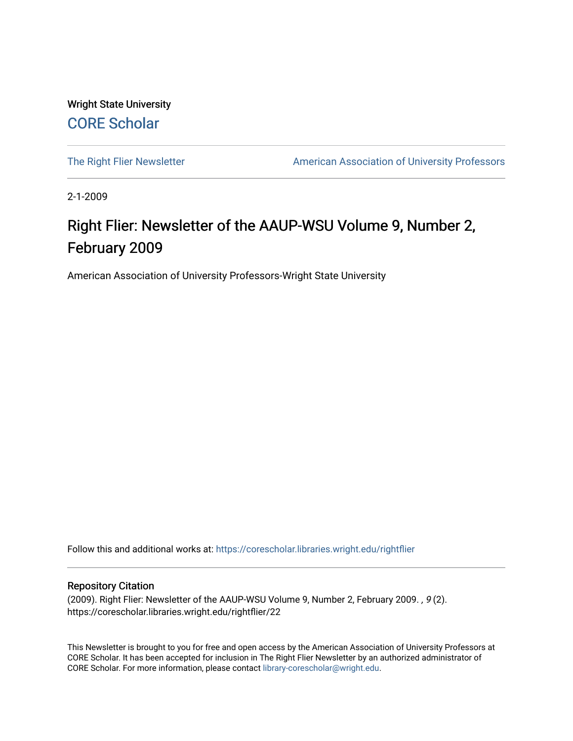Wright State University

CORE Scholar

The Right Flier Newsletter

American Association of University Professors

2-1-2009

# Right Flier: Newsletter of the AAUP-WSU Volume 9, Number 2, February 2009

American Association of University Professors-Wright State University

Follow this and additional works at: https://corescholar.libraries.wright.edu/rightflier

## Repository Citation

(2009). Right Flier: Newsletter of the AAUP-WSU Volume 9, Number 2, February 2009. , *9* (2). https://corescholar.libraries.wright.edu/rightflier/22

This Newsletter is brought to you for free and open access by the American Association of University Professors at CORE Scholar. It has been accepted for inclusion in The Right Flier Newsletter by an authorized administrator of CORE Scholar. For more information, please contact library-corescholar@wright.edu.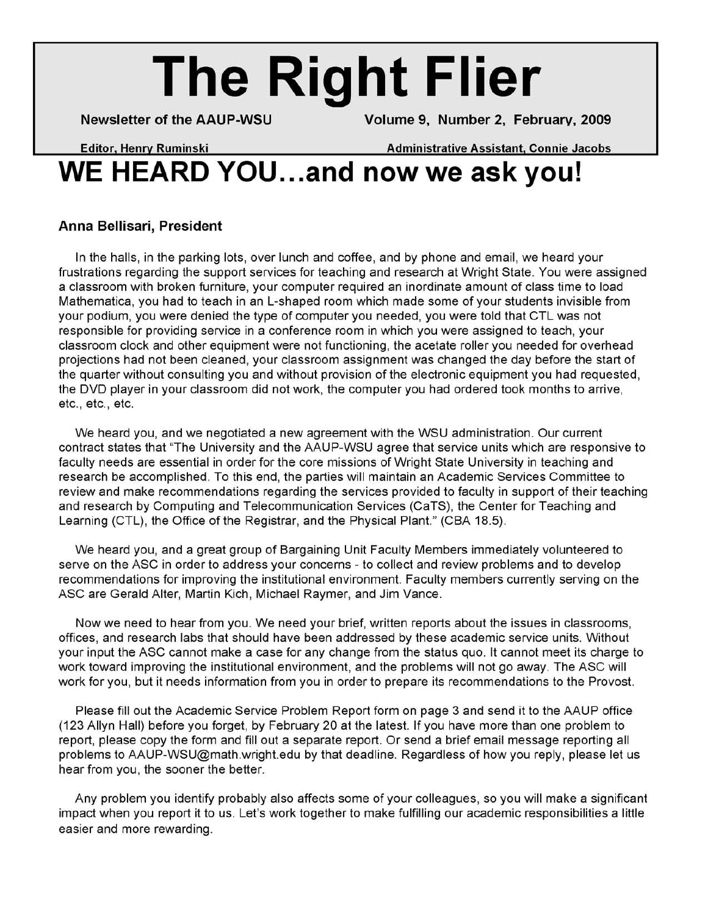# The Right Flier

**Newsletter of the AAUP-WSU** **Volume 9, Number 2, February, 2009**

**Editor, Henry Ruminski** **Administrative Assistant, Connie Jacobs**

# WE HEARD YOU…and now we ask you!

**Anna Bellisari, President**

In the halls, in the parking lots, over lunch and coffee, and by phone and email, we heard your frustrations regarding the support services for teaching and research at Wright State. You were assigned a classroom with broken furniture, your computer required an inordinate amount of class time to load Mathematica, you had to teach in an L-shaped room which made some of your students invisible from your podium, you were denied the type of computer you needed, you were told that CTL was not responsible for providing service in a conference room in which you were assigned to teach, your classroom clock and other equipment were not functioning, the acetate roller you needed for overhead projections had not been cleaned, your classroom assignment was changed the day before the start of the quarter without consulting you and without provision of the electronic equipment you had requested, the DVD player in your classroom did not work, the computer you had ordered took months to arrive, etc., etc., etc.

We heard you, and we negotiated a new agreement with the WSU administration. Our current contract states that "The University and the AAUP-WSU agree that service units which are responsive to faculty needs are essential in order for the core missions of Wright State University in teaching and research be accomplished. To this end, the parties will maintain an Academic Services Committee to review and make recommendations regarding the services provided to faculty in support of their teaching and research by Computing and Telecommunication Services (CaTS), the Center for Teaching and Learning (CTL), the Office of the Registrar, and the Physical Plant." (CBA 18.5).

We heard you, and a great group of Bargaining Unit Faculty Members immediately volunteered to serve on the ASC in order to address your concerns - to collect and review problems and to develop recommendations for improving the institutional environment. Faculty members currently serving on the ASC are Gerald Alter, Martin Kich, Michael Raymer, and Jim Vance.

Now we need to hear from you. We need your brief, written reports about the issues in classrooms, offices, and research labs that should have been addressed by these academic service units. Without your input the ASC cannot make a case for any change from the status quo. It cannot meet its charge to work toward improving the institutional environment, and the problems will not go away. The ASC will work for you, but it needs information from you in order to prepare its recommendations to the Provost.

Please fill out the Academic Service Problem Report form on page 3 and send it to the AAUP office (123 Allyn Hall) before you forget, by February 20 at the latest. If you have more than one problem to report, please copy the form and fill out a separate report. Or send a brief email message reporting all problems to AAUP-WSU@math.wright.edu by that deadline. Regardless of how you reply, please let us hear from you, the sooner the better.

Any problem you identify probably also affects some of your colleagues, so you will make a significant impact when you report it to us. Let's work together to make fulfilling our academic responsibilities a little easier and more rewarding.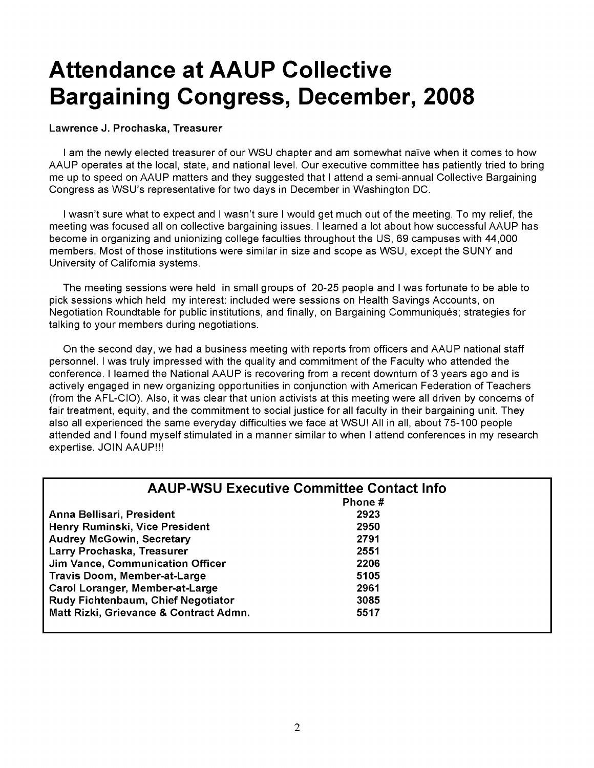# Attendance at AAUP Collective Bargaining Congress, December, 2008

**Lawrence J. Prochaska, Treasurer**

I am the newly elected treasurer of our WSU chapter and am somewhat naïve when it comes to how AAUP operates at the local, state, and national level. Our executive committee has patiently tried to bring me up to speed on AAUP matters and they suggested that I attend a semi-annual Collective Bargaining Congress as WSU's representative for two days in December in Washington DC.

I wasn't sure what to expect and I wasn't sure I would get much out of the meeting. To my relief, the meeting was focused all on collective bargaining issues. I learned a lot about how successful AAUP has become in organizing and unionizing college faculties throughout the US, 69 campuses with 44,000 members. Most of those institutions were similar in size and scope as WSU, except the SUNY and University of California systems.

The meeting sessions were held in small groups of 20-25 people and I was fortunate to be able to pick sessions which held my interest: included were sessions on Health Savings Accounts, on Negotiation Roundtable for public institutions, and finally, on Bargaining Communiqués; strategies for talking to your members during negotiations.

On the second day, we had a business meeting with reports from officers and AAUP national staff personnel. I was truly impressed with the quality and commitment of the Faculty who attended the conference. I learned the National AAUP is recovering from a recent downturn of 3 years ago and is actively engaged in new organizing opportunities in conjunction with American Federation of Teachers (from the AFL-CIO). Also, it was clear that union activists at this meeting were all driven by concerns of fair treatment, equity, and the commitment to social justice for all faculty in their bargaining unit. They also all experienced the same everyday difficulties we face at WSU! All in all, about 75-100 people attended and I found myself stimulated in a manner similar to when I attend conferences in my research expertise. JOIN AAUP!!!

## AAUP-WSU Executive Committee Contact Info

| | Phone # |
|---|---|
| **Anna Bellisari, President** | **2923** |
| **Henry Ruminski, Vice President** | **2950** |
| **Audrey McGowin, Secretary** | **2791** |
| **Larry Prochaska, Treasurer** | **2551** |
| **Jim Vance, Communication Officer** | **2206** |
| **Travis Doom, Member-at-Large** | **5105** |
| **Carol Loranger, Member-at-Large** | **2961** |
| **Rudy Fichtenbaum, Chief Negotiator** | **3085** |
| **Matt Rizki, Grievance & Contract Admn.** | **5517** |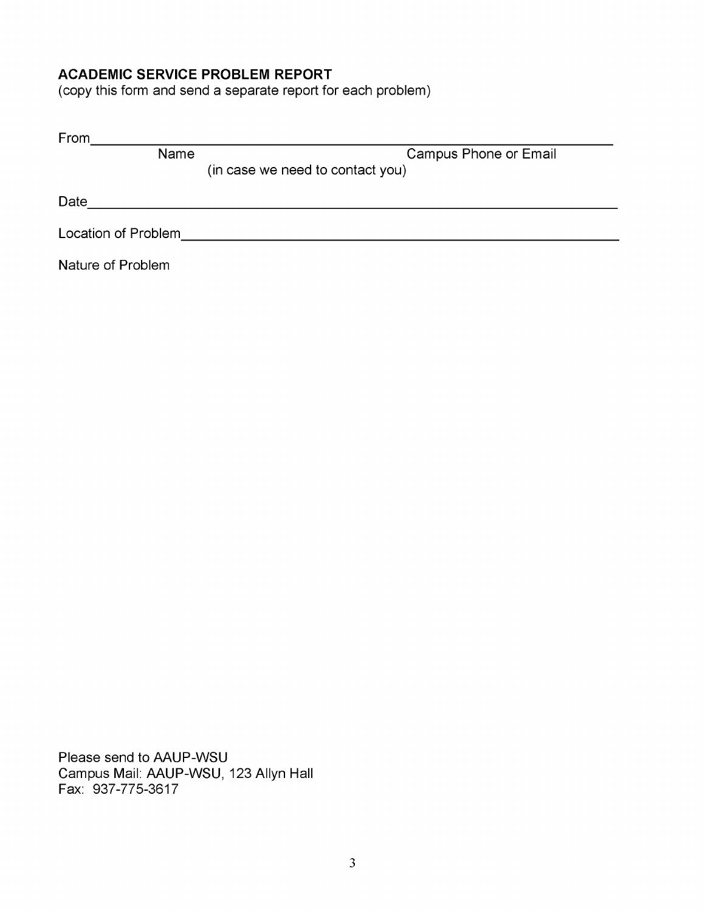**ACADEMIC SERVICE PROBLEM REPORT**
(copy this form and send a separate report for each problem)

From\_\_\_\_\_\_\_\_\_\_\_\_\_\_\_\_\_\_\_\_\_\_\_\_\_\_\_\_\_\_\_\_\_\_\_\_\_\_\_\_\_\_\_\_\_\_\_\_\_\_\_\_\_\_\_\_\_\_\_\_

Name                                                Campus Phone or Email
(in case we need to contact you)

Date\_\_\_\_\_\_\_\_\_\_\_\_\_\_\_\_\_\_\_\_\_\_\_\_\_\_\_\_\_\_\_\_\_\_\_\_\_\_\_\_\_\_\_\_\_\_\_\_\_\_\_\_\_\_\_\_\_\_\_\_

Location of Problem\_\_\_\_\_\_\_\_\_\_\_\_\_\_\_\_\_\_\_\_\_\_\_\_\_\_\_\_\_\_\_\_\_\_\_\_\_\_\_\_\_\_\_\_\_\_\_\_

Nature of Problem

Please send to AAUP-WSU
Campus Mail: AAUP-WSU, 123 Allyn Hall
Fax: 937-775-3617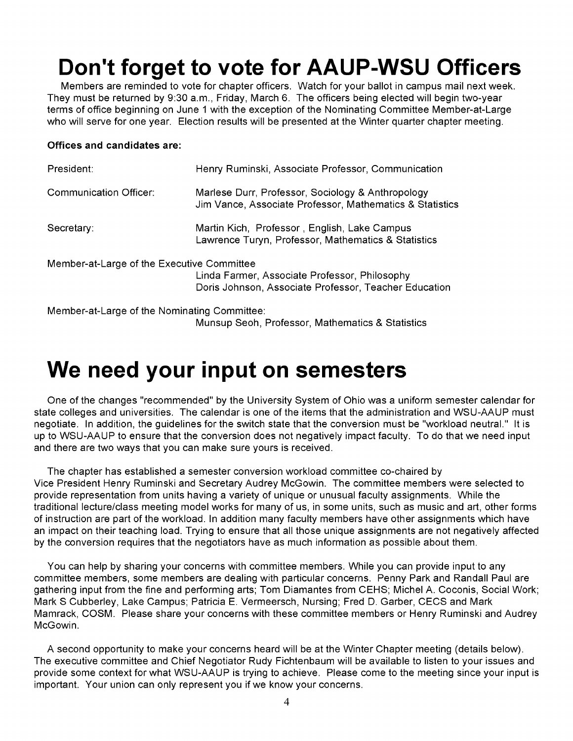# Don't forget to vote for AAUP-WSU Officers

Members are reminded to vote for chapter officers. Watch for your ballot in campus mail next week. They must be returned by 9:30 a.m., Friday, March 6. The officers being elected will begin two-year terms of office beginning on June 1 with the exception of the Nominating Committee Member-at-Large who will serve for one year. Election results will be presented at the Winter quarter chapter meeting.

**Offices and candidates are:**

| | |
|---|---|
| President: | Henry Ruminski, Associate Professor, Communication |
| Communication Officer: | Marlese Durr, Professor, Sociology & Anthropology<br>Jim Vance, Associate Professor, Mathematics & Statistics |
| Secretary: | Martin Kich, Professor , English, Lake Campus<br>Lawrence Turyn, Professor, Mathematics & Statistics |
| Member-at-Large of the Executive Committee | Linda Farmer, Associate Professor, Philosophy<br>Doris Johnson, Associate Professor, Teacher Education |
| Member-at-Large of the Nominating Committee: | Munsup Seoh, Professor, Mathematics & Statistics |

# We need your input on semesters

One of the changes "recommended" by the University System of Ohio was a uniform semester calendar for state colleges and universities. The calendar is one of the items that the administration and WSU-AAUP must negotiate. In addition, the guidelines for the switch state that the conversion must be "workload neutral." It is up to WSU-AAUP to ensure that the conversion does not negatively impact faculty. To do that we need input and there are two ways that you can make sure yours is received.

The chapter has established a semester conversion workload committee co-chaired by Vice President Henry Ruminski and Secretary Audrey McGowin. The committee members were selected to provide representation from units having a variety of unique or unusual faculty assignments. While the traditional lecture/class meeting model works for many of us, in some units, such as music and art, other forms of instruction are part of the workload. In addition many faculty members have other assignments which have an impact on their teaching load. Trying to ensure that all those unique assignments are not negatively affected by the conversion requires that the negotiators have as much information as possible about them.

You can help by sharing your concerns with committee members. While you can provide input to any committee members, some members are dealing with particular concerns. Penny Park and Randall Paul are gathering input from the fine and performing arts; Tom Diamantes from CEHS; Michel A. Coconis, Social Work; Mark S Cubberley, Lake Campus; Patricia E. Vermeersch, Nursing; Fred D. Garber, CECS and Mark Mamrack, COSM. Please share your concerns with these committee members or Henry Ruminski and Audrey McGowin.

A second opportunity to make your concerns heard will be at the Winter Chapter meeting (details below). The executive committee and Chief Negotiator Rudy Fichtenbaum will be available to listen to your issues and provide some context for what WSU-AAUP is trying to achieve. Please come to the meeting since your input is important. Your union can only represent you if we know your concerns.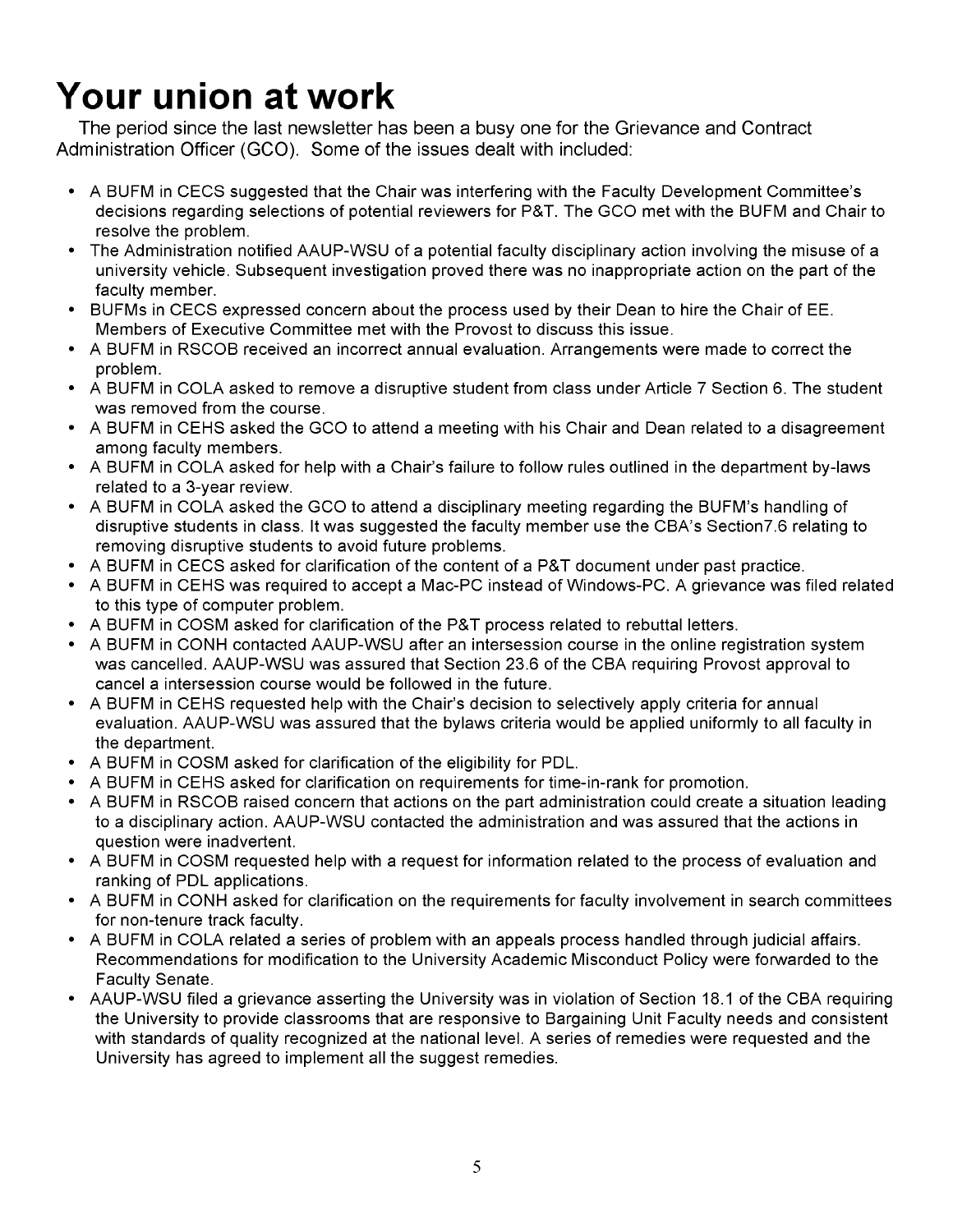# Your union at work

The period since the last newsletter has been a busy one for the Grievance and Contract Administration Officer (GCO). Some of the issues dealt with included:

- A BUFM in CECS suggested that the Chair was interfering with the Faculty Development Committee's decisions regarding selections of potential reviewers for P&T. The GCO met with the BUFM and Chair to resolve the problem.
- The Administration notified AAUP-WSU of a potential faculty disciplinary action involving the misuse of a university vehicle. Subsequent investigation proved there was no inappropriate action on the part of the faculty member.
- BUFMs in CECS expressed concern about the process used by their Dean to hire the Chair of EE. Members of Executive Committee met with the Provost to discuss this issue.
- A BUFM in RSCOB received an incorrect annual evaluation. Arrangements were made to correct the problem.
- A BUFM in COLA asked to remove a disruptive student from class under Article 7 Section 6. The student was removed from the course.
- A BUFM in CEHS asked the GCO to attend a meeting with his Chair and Dean related to a disagreement among faculty members.
- A BUFM in COLA asked for help with a Chair's failure to follow rules outlined in the department by-laws related to a 3-year review.
- A BUFM in COLA asked the GCO to attend a disciplinary meeting regarding the BUFM's handling of disruptive students in class. It was suggested the faculty member use the CBA's Section7.6 relating to removing disruptive students to avoid future problems.
- A BUFM in CECS asked for clarification of the content of a P&T document under past practice.
- A BUFM in CEHS was required to accept a Mac-PC instead of Windows-PC. A grievance was filed related to this type of computer problem.
- A BUFM in COSM asked for clarification of the P&T process related to rebuttal letters.
- A BUFM in CONH contacted AAUP-WSU after an intersession course in the online registration system was cancelled. AAUP-WSU was assured that Section 23.6 of the CBA requiring Provost approval to cancel a intersession course would be followed in the future.
- A BUFM in CEHS requested help with the Chair's decision to selectively apply criteria for annual evaluation. AAUP-WSU was assured that the bylaws criteria would be applied uniformly to all faculty in the department.
- A BUFM in COSM asked for clarification of the eligibility for PDL.
- A BUFM in CEHS asked for clarification on requirements for time-in-rank for promotion.
- A BUFM in RSCOB raised concern that actions on the part administration could create a situation leading to a disciplinary action. AAUP-WSU contacted the administration and was assured that the actions in question were inadvertent.
- A BUFM in COSM requested help with a request for information related to the process of evaluation and ranking of PDL applications.
- A BUFM in CONH asked for clarification on the requirements for faculty involvement in search committees for non-tenure track faculty.
- A BUFM in COLA related a series of problem with an appeals process handled through judicial affairs. Recommendations for modification to the University Academic Misconduct Policy were forwarded to the Faculty Senate.
- AAUP-WSU filed a grievance asserting the University was in violation of Section 18.1 of the CBA requiring the University to provide classrooms that are responsive to Bargaining Unit Faculty needs and consistent with standards of quality recognized at the national level. A series of remedies were requested and the University has agreed to implement all the suggest remedies.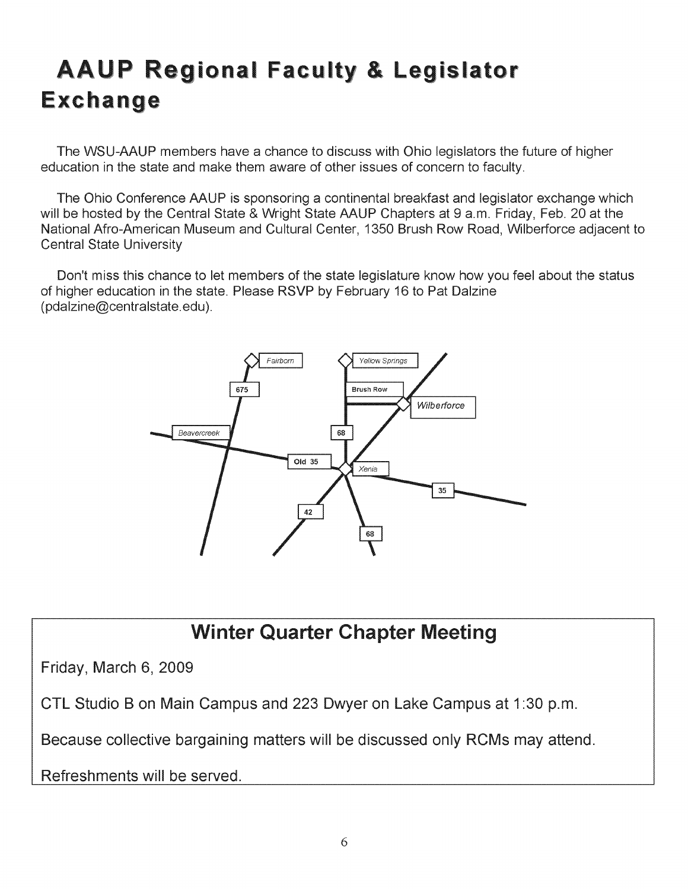# AAUP Regional Faculty & Legislator Exchange

The WSU-AAUP members have a chance to discuss with Ohio legislators the future of higher education in the state and make them aware of other issues of concern to faculty.

The Ohio Conference AAUP is sponsoring a continental breakfast and legislator exchange which will be hosted by the Central State & Wright State AAUP Chapters at 9 a.m. Friday, Feb. 20 at the National Afro-American Museum and Cultural Center, 1350 Brush Row Road, Wilberforce adjacent to Central State University

Don't miss this chance to let members of the state legislature know how you feel about the status of higher education in the state. Please RSVP by February 16 to Pat Dalzine (pdalzine@centralstate.edu).

Fairborn
Yellow Springs
675
Brush Row
Wilberforce
Beavercreek
68
Old 35
Xenia
35
42
68

## Winter Quarter Chapter Meeting

Friday, March 6, 2009

CTL Studio B on Main Campus and 223 Dwyer on Lake Campus at 1:30 p.m.

Because collective bargaining matters will be discussed only RCMs may attend.

Refreshments will be served.